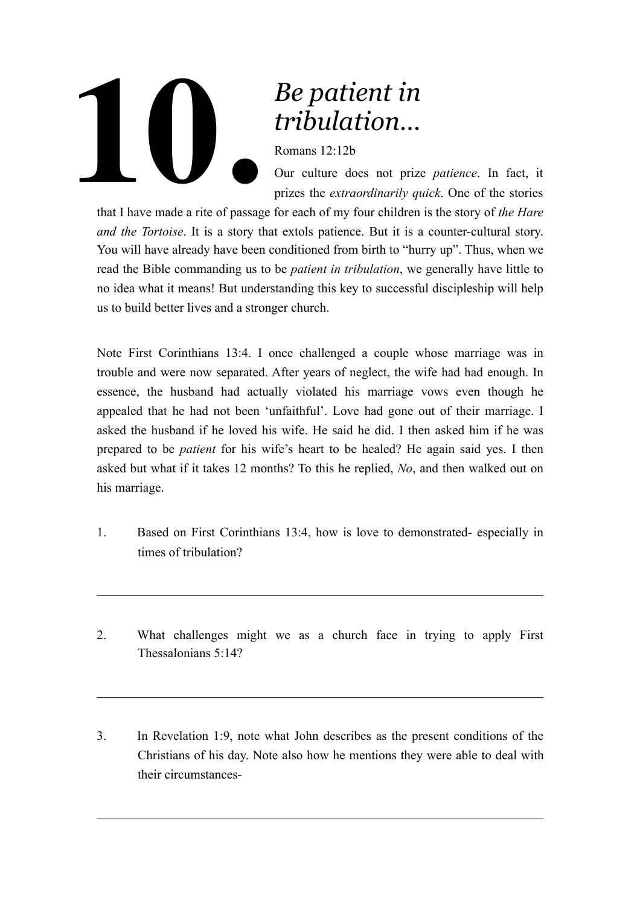# 10. *Be patient in tribulation…*

Romans 12:12b

Our culture does not prize *patience*. In fact, it prizes the *extraordinarily quick*. One of the stories that I have made a rite of passage for each of my four children is the story of *the Hare and the Tortoise*. It is a story that extols patience. But it is a counter-cultural story. You will have already have been conditioned from birth to "hurry up". Thus, when we read the Bible commanding us to be *patient in tribulation*, we generally have little to no idea what it means! But understanding this key to successful discipleship will help us to build better lives and a stronger church.

Note First Corinthians 13:4. I once challenged a couple whose marriage was in trouble and were now separated. After years of neglect, the wife had had enough. In essence, the husband had actually violated his marriage vows even though he appealed that he had not been 'unfaithful'. Love had gone out of their marriage. I asked the husband if he loved his wife. He said he did. I then asked him if he was prepared to be *patient* for his wife's heart to be healed? He again said yes. I then asked but what if it takes 12 months? To this he replied, *No*, and then walked out on his marriage.

1. Based on First Corinthians 13:4, how is love to demonstrated- especially in times of tribulation?

---

2. What challenges might we as a church face in trying to apply First Thessalonians 5:14?

---

3. In Revelation 1:9, note what John describes as the present conditions of the Christians of his day. Note also how he mentions they were able to deal with their circumstances-

---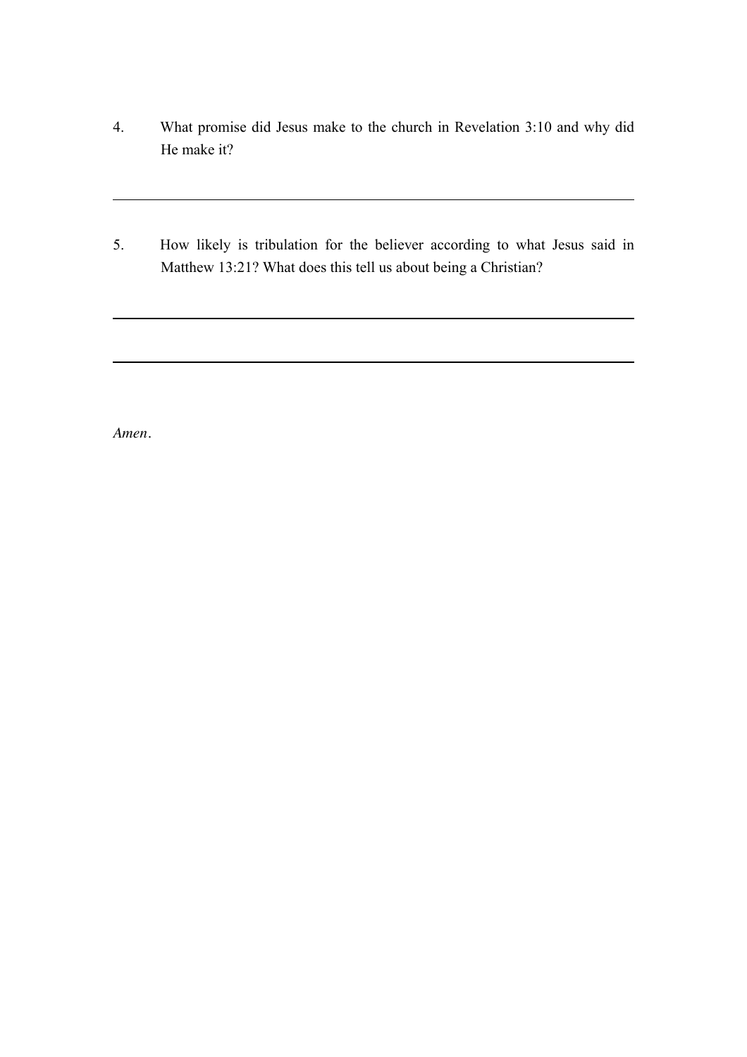4. What promise did Jesus make to the church in Revelation 3:10 and why did He make it?

---

5. How likely is tribulation for the believer according to what Jesus said in Matthew 13:21? What does this tell us about being a Christian?

---

---

*Amen.*